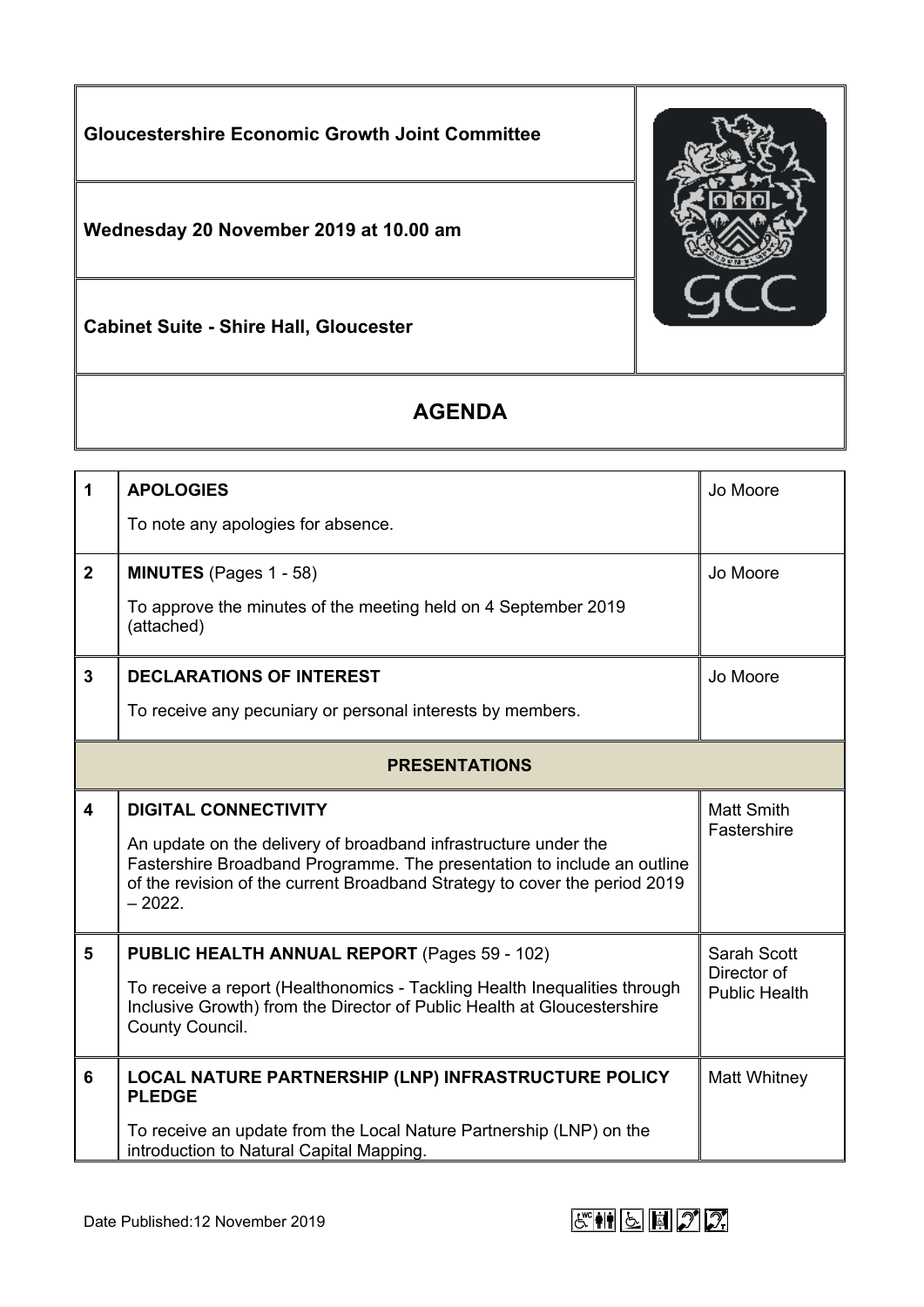# Gloucestershire Economic Growth Joint Committee

**Wednesday 20 November 2019 at 10.00 am**

**Cabinet Suite - Shire Hall, Gloucester**

## AGENDA

| | | |
|---|---|---|
| 1 | **APOLOGIES**<br>To note any apologies for absence. | Jo Moore |
| 2 | **MINUTES** (Pages 1 - 58)<br>To approve the minutes of the meeting held on 4 September 2019 (attached) | Jo Moore |
| 3 | **DECLARATIONS OF INTEREST**<br>To receive any pecuniary or personal interests by members. | Jo Moore |
| | **PRESENTATIONS** | |
| 4 | **DIGITAL CONNECTIVITY**<br>An update on the delivery of broadband infrastructure under the Fastershire Broadband Programme. The presentation to include an outline of the revision of the current Broadband Strategy to cover the period 2019 – 2022. | Matt Smith Fastershire |
| 5 | **PUBLIC HEALTH ANNUAL REPORT** (Pages 59 - 102)<br>To receive a report (Healthonomics - Tackling Health Inequalities through Inclusive Growth) from the Director of Public Health at Gloucestershire County Council. | Sarah Scott Director of Public Health |
| 6 | **LOCAL NATURE PARTNERSHIP (LNP) INFRASTRUCTURE POLICY PLEDGE**<br>To receive an update from the Local Nature Partnership (LNP) on the introduction to Natural Capital Mapping. | Matt Whitney |

Date Published:12 November 2019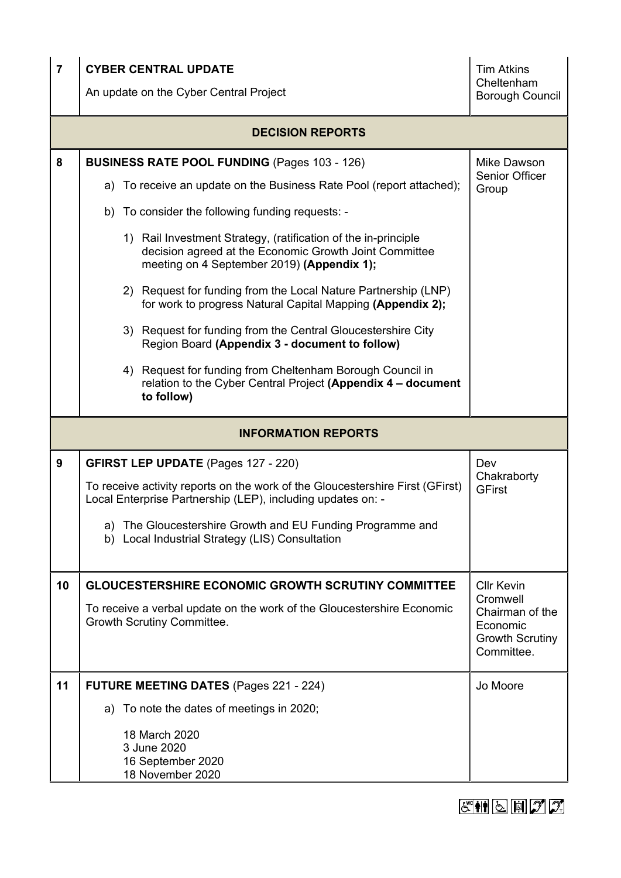| 7 | **CYBER CENTRAL UPDATE**<br>An update on the Cyber Central Project | Tim Atkins<br>Cheltenham Borough Council |
|---|---|---|
| | **DECISION REPORTS** | |
| 8 | **BUSINESS RATE POOL FUNDING** (Pages 103 - 126)<br>a) To receive an update on the Business Rate Pool (report attached);<br>b) To consider the following funding requests: -<br>1) Rail Investment Strategy, (ratification of the in-principle decision agreed at the Economic Growth Joint Committee meeting on 4 September 2019) **(Appendix 1);**<br>2) Request for funding from the Local Nature Partnership (LNP) for work to progress Natural Capital Mapping **(Appendix 2);**<br>3) Request for funding from the Central Gloucestershire City Region Board **(Appendix 3 - document to follow)**<br>4) Request for funding from Cheltenham Borough Council in relation to the Cyber Central Project **(Appendix 4 – document to follow)** | Mike Dawson<br>Senior Officer Group |
| | **INFORMATION REPORTS** | |
| 9 | **GFIRST LEP UPDATE** (Pages 127 - 220)<br>To receive activity reports on the work of the Gloucestershire First (GFirst) Local Enterprise Partnership (LEP), including updates on: -<br>a) The Gloucestershire Growth and EU Funding Programme and<br>b) Local Industrial Strategy (LIS) Consultation | Dev Chakraborty<br>GFirst |
| 10 | **GLOUCESTERSHIRE ECONOMIC GROWTH SCRUTINY COMMITTEE**<br>To receive a verbal update on the work of the Gloucestershire Economic Growth Scrutiny Committee. | Cllr Kevin Cromwell<br>Chairman of the Economic Growth Scrutiny Committee. |
| 11 | **FUTURE MEETING DATES** (Pages 221 - 224)<br>a) To note the dates of meetings in 2020;<br>18 March 2020<br>3 June 2020<br>16 September 2020<br>18 November 2020 | Jo Moore |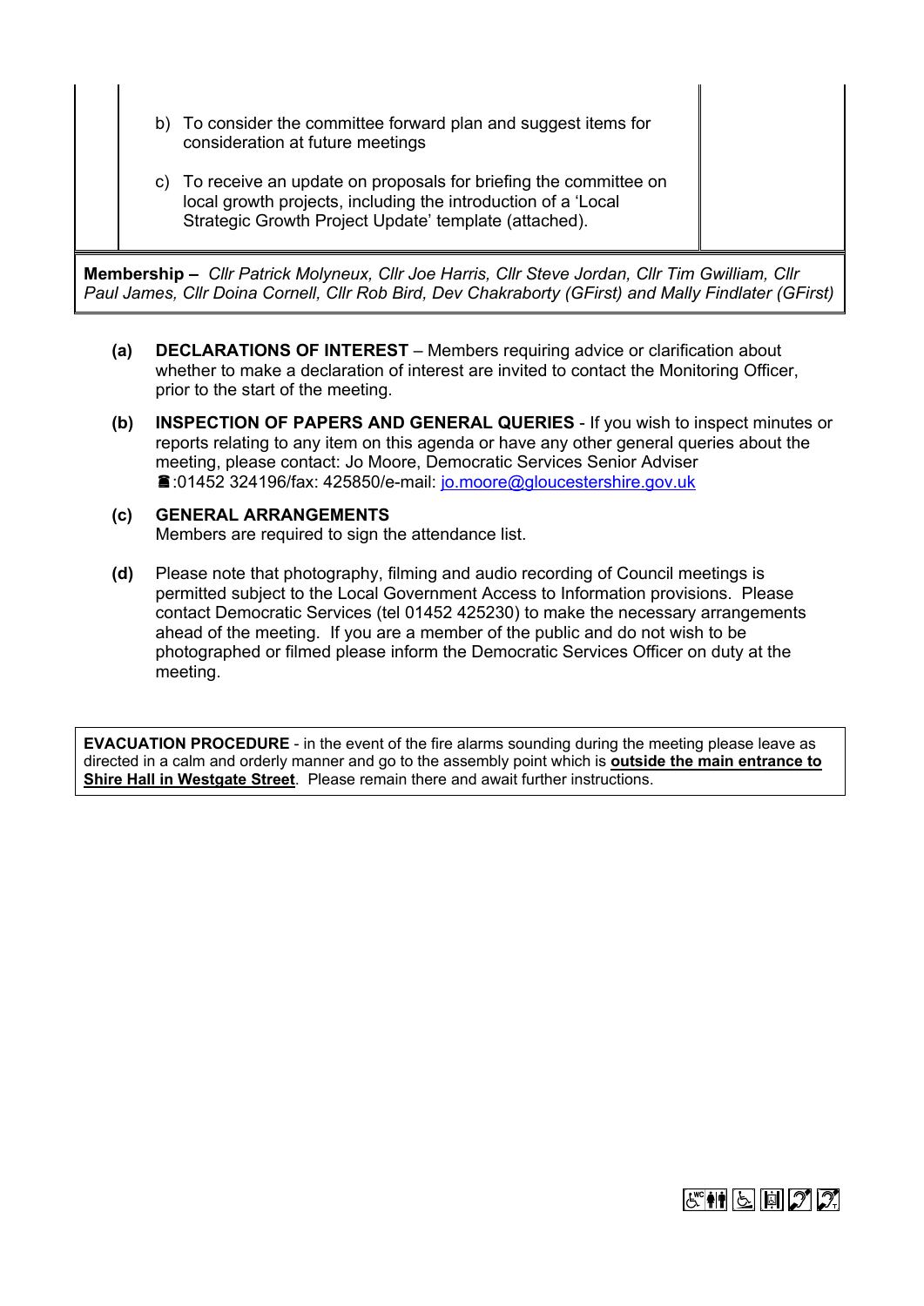b) To consider the committee forward plan and suggest items for consideration at future meetings

c) To receive an update on proposals for briefing the committee on local growth projects, including the introduction of a 'Local Strategic Growth Project Update' template (attached).

**Membership –** *Cllr Patrick Molyneux, Cllr Joe Harris, Cllr Steve Jordan, Cllr Tim Gwilliam, Cllr Paul James, Cllr Doina Cornell, Cllr Rob Bird, Dev Chakraborty (GFirst) and Mally Findlater (GFirst)*

**(a) DECLARATIONS OF INTEREST** – Members requiring advice or clarification about whether to make a declaration of interest are invited to contact the Monitoring Officer, prior to the start of the meeting.

**(b) INSPECTION OF PAPERS AND GENERAL QUERIES** - If you wish to inspect minutes or reports relating to any item on this agenda or have any other general queries about the meeting, please contact: Jo Moore, Democratic Services Senior Adviser ☎:01452 324196/fax: 425850/e-mail: jo.moore@gloucestershire.gov.uk

**(c) GENERAL ARRANGEMENTS**
Members are required to sign the attendance list.

**(d)** Please note that photography, filming and audio recording of Council meetings is permitted subject to the Local Government Access to Information provisions. Please contact Democratic Services (tel 01452 425230) to make the necessary arrangements ahead of the meeting. If you are a member of the public and do not wish to be photographed or filmed please inform the Democratic Services Officer on duty at the meeting.

**EVACUATION PROCEDURE** - in the event of the fire alarms sounding during the meeting please leave as directed in a calm and orderly manner and go to the assembly point which is **outside the main entrance to Shire Hall in Westgate Street**. Please remain there and await further instructions.